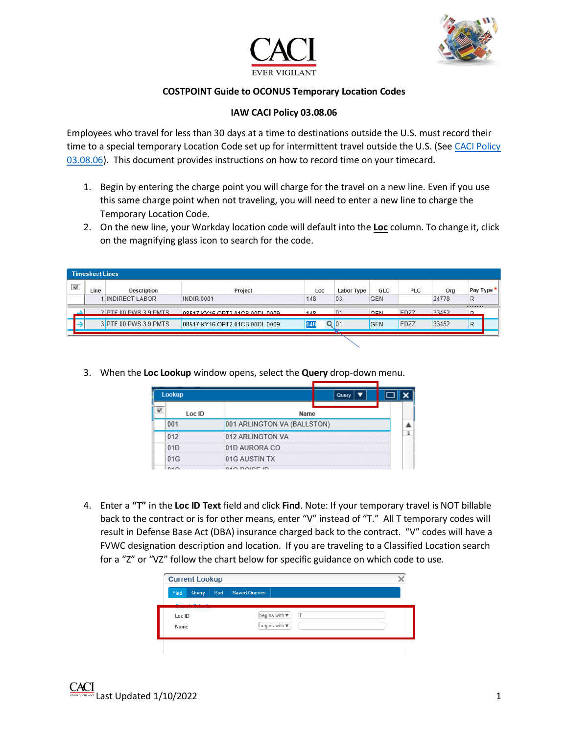**COSTPOINT Guide to OCONUS Temporary Location Codes**

**IAW CACI Policy 03.08.06**

Employees who travel for less than 30 days at a time to destinations outside the U.S. must record their time to a special temporary Location Code set up for intermittent travel outside the U.S. (See CACI Policy 03.08.06). This document provides instructions on how to record time on your timecard.

1. Begin by entering the charge point you will charge for the travel on a new line. Even if you use this same charge point when not traveling, you will need to enter a new line to charge the Temporary Location Code.
2. On the new line, your Workday location code will default into the **Loc** column. To change it, click on the magnifying glass icon to search for the code.

| Line | Description | Project | Loc | Labor Type | GLC | PLC | Org | Pay Type |
|---|---|---|---|---|---|---|---|---|
| 1 | INDIRECT LABOR | INDIR.0001 | 148 | 03 | GEN | | 24778 | R |
| 2 | PTF 00 PWS 3.9 PMTS | 08517.KY16.OPT2.01CB.00DL.0009 | 148 | 01 | GEN | EDZZ | 33452 | R |
| 3 | PTF 00 PWS 3.9 PMTS | 08517.KY16.OPT2.01CB.00DL.0009 | 148 | 01 | GEN | EDZZ | 33452 | R |

3. When the **Loc Lookup** window opens, select the **Query** drop-down menu.

| Loc ID | Name |
|---|---|
| 001 | 001 ARLINGTON VA (BALLSTON) |
| 012 | 012 ARLINGTON VA |
| 01D | 01D AURORA CO |
| 01G | 01G AUSTIN TX |

4. Enter a **"T"** in the **Loc ID Text** field and click **Find**. Note: If your temporary travel is NOT billable back to the contract or is for other means, enter "V" instead of "T." All T temporary codes will result in Defense Base Act (DBA) insurance charged back to the contract. "V" codes will have a FVWC designation description and location. If you are traveling to a Classified Location search for a "Z" or "VZ" follow the chart below for specific guidance on which code to use.

| Search Criteria | Operator | Value |
|---|---|---|
| Loc ID | begins with | T |
| Name | begins with | |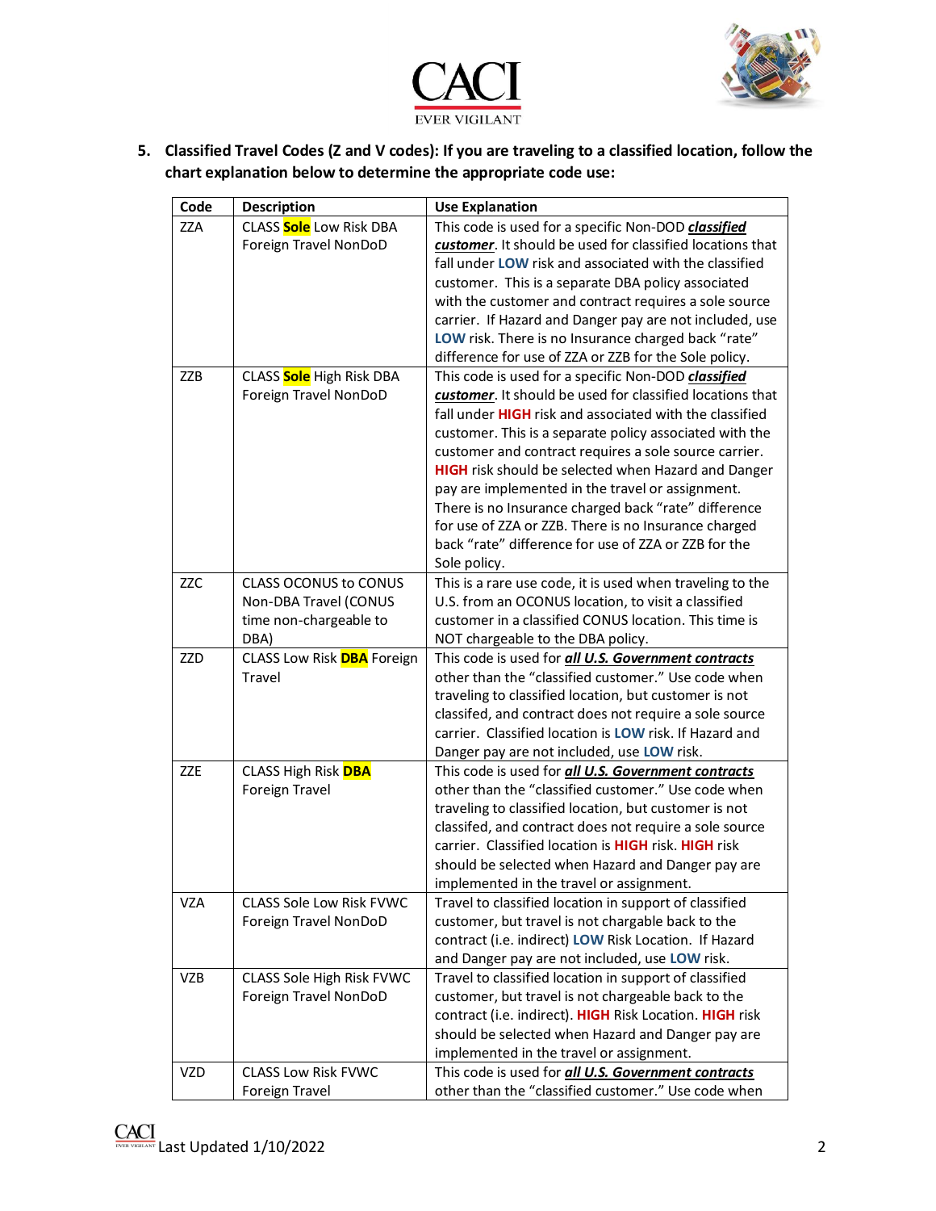5. **Classified Travel Codes (Z and V codes): If you are traveling to a classified location, follow the chart explanation below to determine the appropriate code use:**

| Code | Description | Use Explanation |
|---|---|---|
| ZZA | CLASS **Sole** Low Risk DBA Foreign Travel NonDoD | This code is used for a specific Non-DOD ***classified customer***. It should be used for classified locations that fall under **LOW** risk and associated with the classified customer. This is a separate DBA policy associated with the customer and contract requires a sole source carrier. If Hazard and Danger pay are not included, use **LOW** risk. There is no Insurance charged back "rate" difference for use of ZZA or ZZB for the Sole policy. |
| ZZB | CLASS **Sole** High Risk DBA Foreign Travel NonDoD | This code is used for a specific Non-DOD ***classified customer***. It should be used for classified locations that fall under **HIGH** risk and associated with the classified customer. This is a separate policy associated with the customer and contract requires a sole source carrier. **HIGH** risk should be selected when Hazard and Danger pay are implemented in the travel or assignment. There is no Insurance charged back "rate" difference for use of ZZA or ZZB. There is no Insurance charged back "rate" difference for use of ZZA or ZZB for the Sole policy. |
| ZZC | CLASS OCONUS to CONUS Non-DBA Travel (CONUS time non-chargeable to DBA) | This is a rare use code, it is used when traveling to the U.S. from an OCONUS location, to visit a classified customer in a classified CONUS location. This time is NOT chargeable to the DBA policy. |
| ZZD | CLASS Low Risk **DBA** Foreign Travel | This code is used for ***all U.S. Government contracts*** other than the "classified customer." Use code when traveling to classified location, but customer is not classifed, and contract does not require a sole source carrier. Classified location is **LOW** risk. If Hazard and Danger pay are not included, use **LOW** risk. |
| ZZE | CLASS High Risk **DBA** Foreign Travel | This code is used for ***all U.S. Government contracts*** other than the "classified customer." Use code when traveling to classified location, but customer is not classifed, and contract does not require a sole source carrier. Classified location is **HIGH** risk. **HIGH** risk should be selected when Hazard and Danger pay are implemented in the travel or assignment. |
| VZA | CLASS Sole Low Risk FVWC Foreign Travel NonDoD | Travel to classified location in support of classified customer, but travel is not chargable back to the contract (i.e. indirect) **LOW** Risk Location. If Hazard and Danger pay are not included, use **LOW** risk. |
| VZB | CLASS Sole High Risk FVWC Foreign Travel NonDoD | Travel to classified location in support of classified customer, but travel is not chargeable back to the contract (i.e. indirect). **HIGH** Risk Location. **HIGH** risk should be selected when Hazard and Danger pay are implemented in the travel or assignment. |
| VZD | CLASS Low Risk FVWC Foreign Travel | This code is used for ***all U.S. Government contracts*** other than the "classified customer." Use code when |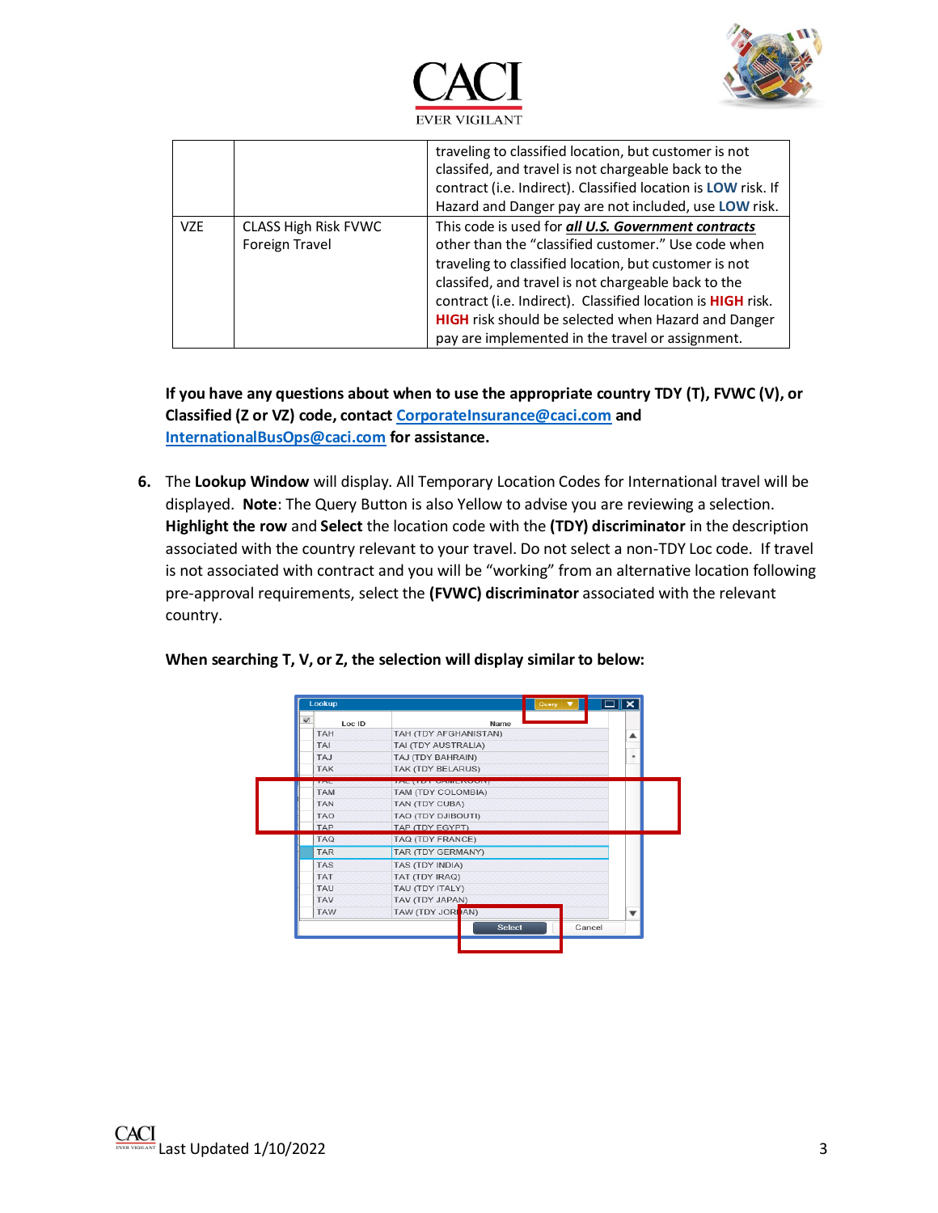| | | |
|---|---|---|
| | | traveling to classified location, but customer is not classifed, and travel is not chargeable back to the contract (i.e. Indirect). Classified location is **LOW** risk. If Hazard and Danger pay are not included, use **LOW** risk. |
| VZE | CLASS High Risk FVWC Foreign Travel | This code is used for ***all U.S. Government contracts*** other than the "classified customer." Use code when traveling to classified location, but customer is not classifed, and travel is not chargeable back to the contract (i.e. Indirect). Classified location is **HIGH** risk. **HIGH** risk should be selected when Hazard and Danger pay are implemented in the travel or assignment. |

**If you have any questions about when to use the appropriate country TDY (T), FVWC (V), or Classified (Z or VZ) code, contact [CorporateInsurance@caci.com](mailto:CorporateInsurance@caci.com) and [InternationalBusOps@caci.com](mailto:InternationalBusOps@caci.com) for assistance.**

6. The **Lookup Window** will display. All Temporary Location Codes for International travel will be displayed. **Note**: The Query Button is also Yellow to advise you are reviewing a selection. **Highlight the row** and **Select** the location code with the **(TDY) discriminator** in the description associated with the country relevant to your travel. Do not select a non-TDY Loc code. If travel is not associated with contract and you will be "working" from an alternative location following pre-approval requirements, select the **(FVWC) discriminator** associated with the relevant country.

**When searching T, V, or Z, the selection will display similar to below:**

| Loc ID | Name |
|---|---|
| TAH | TAH (TDY AFGHANISTAN) |
| TAI | TAI (TDY AUSTRALIA) |
| TAJ | TAJ (TDY BAHRAIN) |
| TAK | TAK (TDY BELARUS) |
| TAL | TAL (TDY CAMEROON) |
| TAM | TAM (TDY COLOMBIA) |
| TAN | TAN (TDY CUBA) |
| TAO | TAO (TDY DJIBOUTI) |
| TAP | TAP (TDY EGYPT) |
| TAQ | TAQ (TDY FRANCE) |
| TAR | TAR (TDY GERMANY) |
| TAS | TAS (TDY INDIA) |
| TAT | TAT (TDY IRAQ) |
| TAU | TAU (TDY ITALY) |
| TAV | TAV (TDY JAPAN) |
| TAW | TAW (TDY JORDAN) |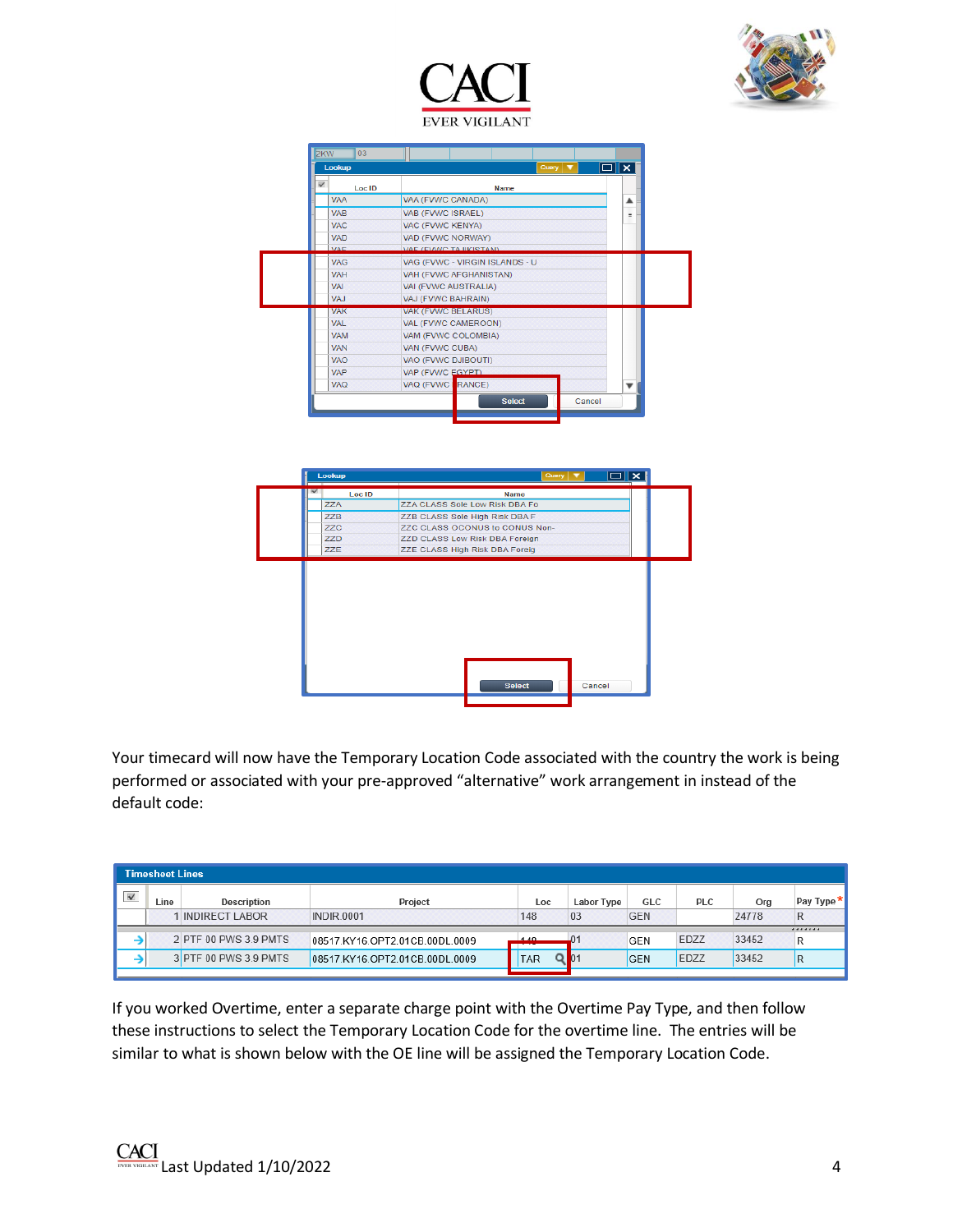Your timecard will now have the Temporary Location Code associated with the country the work is being performed or associated with your pre-approved "alternative" work arrangement in instead of the default code:

If you worked Overtime, enter a separate charge point with the Overtime Pay Type, and then follow these instructions to select the Temporary Location Code for the overtime line. The entries will be similar to what is shown below with the OE line will be assigned the Temporary Location Code.

Last Updated 1/10/2022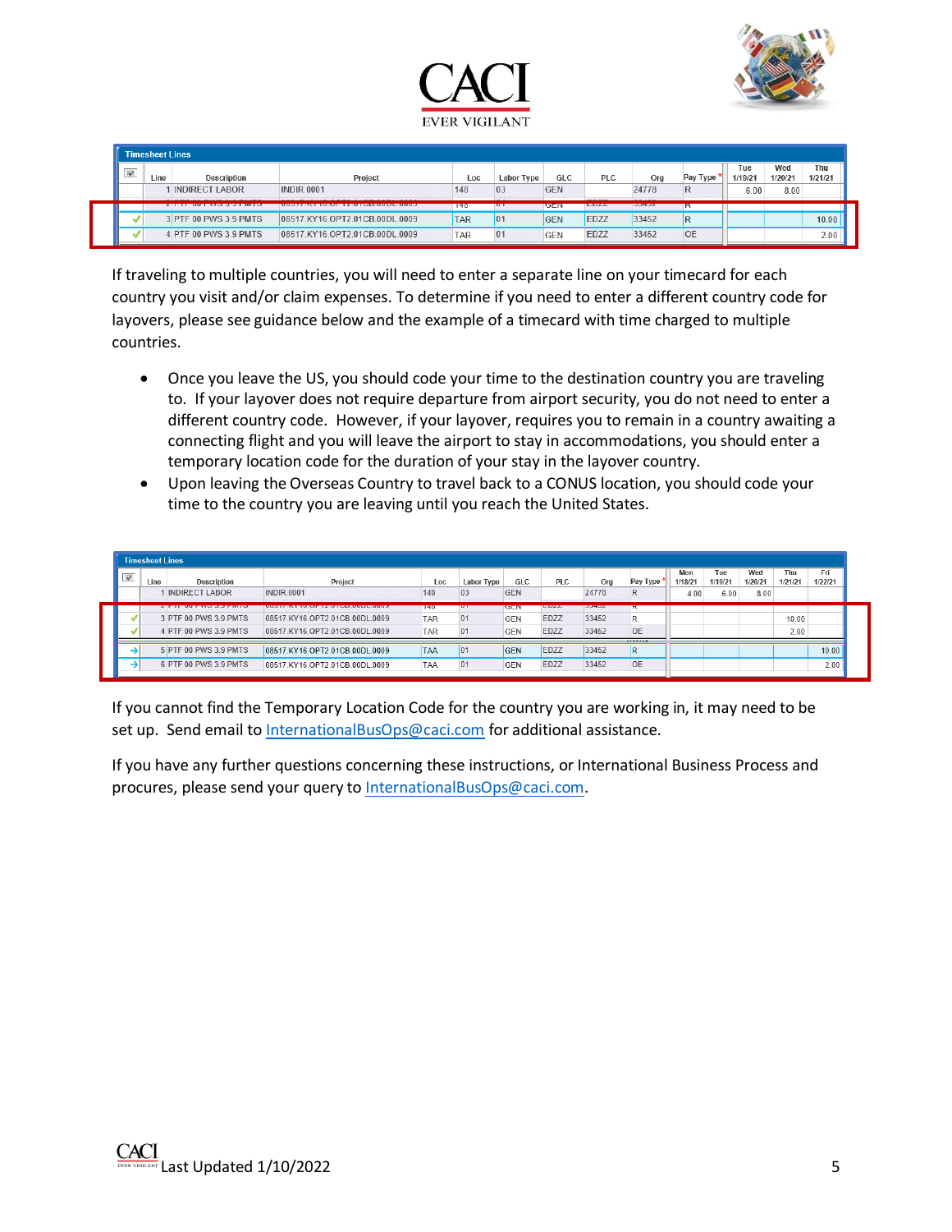| | Line | Description | Project | Loc | Labor Type | GLC | PLC | Org | Pay Type * | Tue 1/19/21 | Wed 1/20/21 | Thu 1/21/21 |
|---|---|---|---|---|---|---|---|---|---|---|---|---|
| | 1 | INDIRECT LABOR | INDIR.0001 | 148 | 03 | GEN | | 24778 | R | 6.00 | 8.00 | |
| | 2 | PTF 00 PWS 3.9 PMTS | 08517.KY16.OPT2.01CB.00DL.0009 | 148 | 01 | GEN | EDZZ | 33452 | R | | | |
| ✓ | 3 | PTF 00 PWS 3.9 PMTS | 08517.KY16.OPT2.01CB.00DL.0009 | TAR | 01 | GEN | EDZZ | 33452 | R | | | 10.00 |
| ✓ | 4 | PTF 00 PWS 3.9 PMTS | 08517.KY16.OPT2.01CB.00DL.0009 | TAR | 01 | GEN | EDZZ | 33452 | OE | | | 2.00 |

If traveling to multiple countries, you will need to enter a separate line on your timecard for each country you visit and/or claim expenses. To determine if you need to enter a different country code for layovers, please see guidance below and the example of a timecard with time charged to multiple countries.

- Once you leave the US, you should code your time to the destination country you are traveling to. If your layover does not require departure from airport security, you do not need to enter a different country code. However, if your layover, requires you to remain in a country awaiting a connecting flight and you will leave the airport to stay in accommodations, you should enter a temporary location code for the duration of your stay in the layover country.
- Upon leaving the Overseas Country to travel back to a CONUS location, you should code your time to the country you are leaving until you reach the United States.

| | Line | Description | Project | Loc | Labor Type | GLC | PLC | Org | Pay Type * | Mon 1/18/21 | Tue 1/19/21 | Wed 1/20/21 | Thu 1/21/21 | Fri 1/22/21 |
|---|---|---|---|---|---|---|---|---|---|---|---|---|---|---|
| | 1 | INDIRECT LABOR | INDIR.0001 | 148 | 03 | GEN | | 24778 | R | 4.00 | 6.00 | 8.00 | | |
| | 2 | PTF 00 PWS 3.9 PMTS | 08517.KY16.OPT2.01CB.00DL.0009 | 148 | 01 | GEN | EDZZ | 33452 | R | | | | | |
| ✓ | 3 | PTF 00 PWS 3.9 PMTS | 08517.KY16.OPT2.01CB.00DL.0009 | TAR | 01 | GEN | EDZZ | 33452 | R | | | | 10.00 | |
| ✓ | 4 | PTF 00 PWS 3.9 PMTS | 08517.KY16.OPT2.01CB.00DL.0009 | TAR | 01 | GEN | EDZZ | 33452 | OE | | | | 2.00 | |
| → | 5 | PTF 00 PWS 3.9 PMTS | 08517.KY16.OPT2.01CB.00DL.0009 | TAA | 01 | GEN | EDZZ | 33452 | R | | | | | 10.00 |
| → | 6 | PTF 00 PWS 3.9 PMTS | 08517.KY16.OPT2.01CB.00DL.0009 | TAA | 01 | GEN | EDZZ | 33452 | OE | | | | | 2.00 |

If you cannot find the Temporary Location Code for the country you are working in, it may need to be set up. Send email to InternationalBusOps@caci.com for additional assistance.

If you have any further questions concerning these instructions, or International Business Process and procures, please send your query to InternationalBusOps@caci.com.